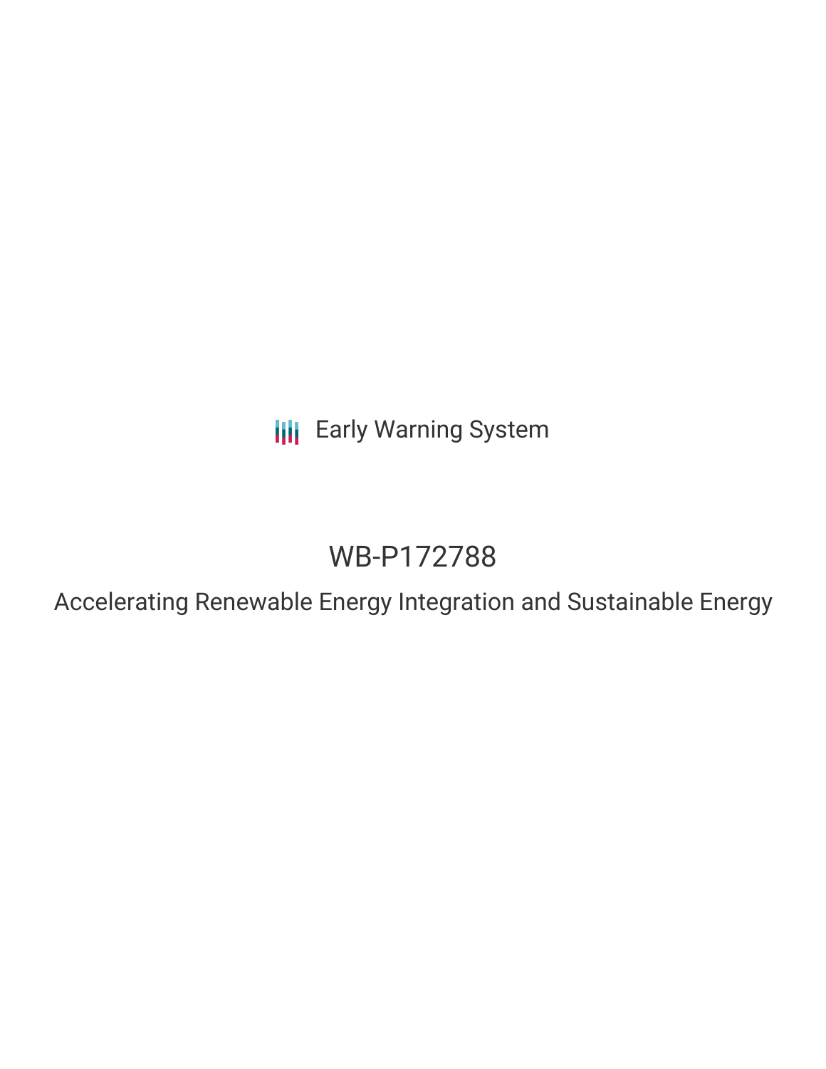Early Warning System

# WB-P172788

## Accelerating Renewable Energy Integration and Sustainable Energy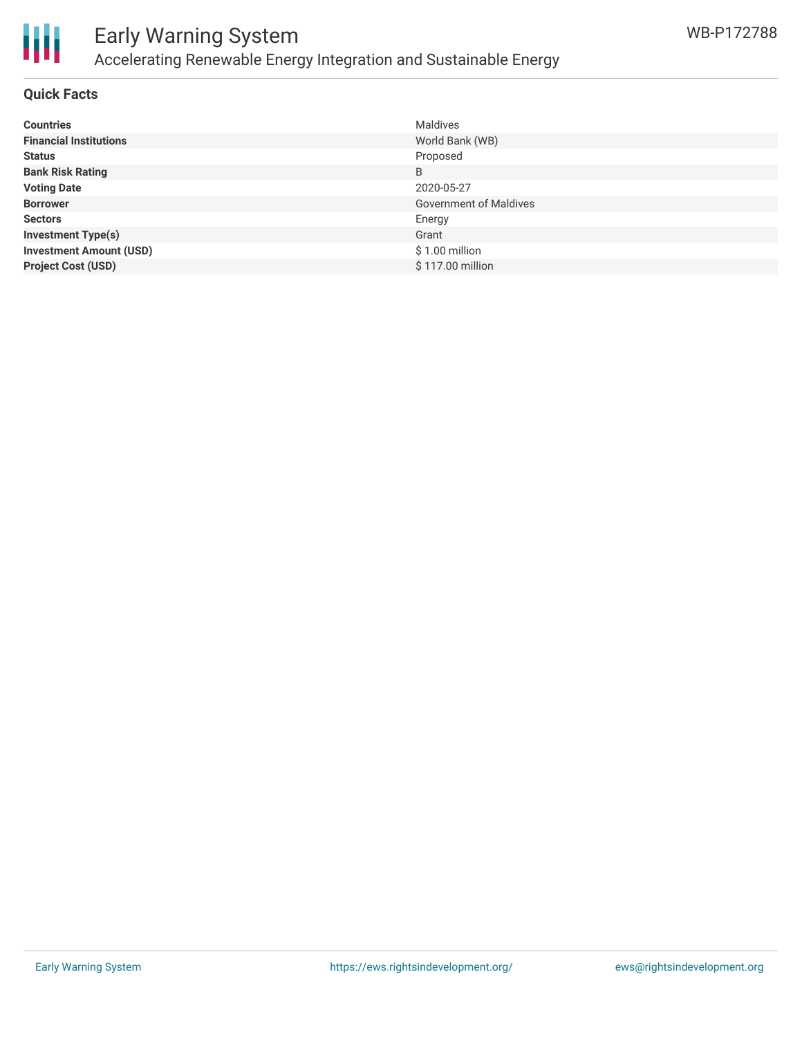# Early Warning System

## Accelerating Renewable Energy Integration and Sustainable Energy

WB-P172788

### Quick Facts

| | |
|---|---|
| **Countries** | Maldives |
| **Financial Institutions** | World Bank (WB) |
| **Status** | Proposed |
| **Bank Risk Rating** | B |
| **Voting Date** | 2020-05-27 |
| **Borrower** | Government of Maldives |
| **Sectors** | Energy |
| **Investment Type(s)** | Grant |
| **Investment Amount (USD)** | $ 1.00 million |
| **Project Cost (USD)** | $ 117.00 million |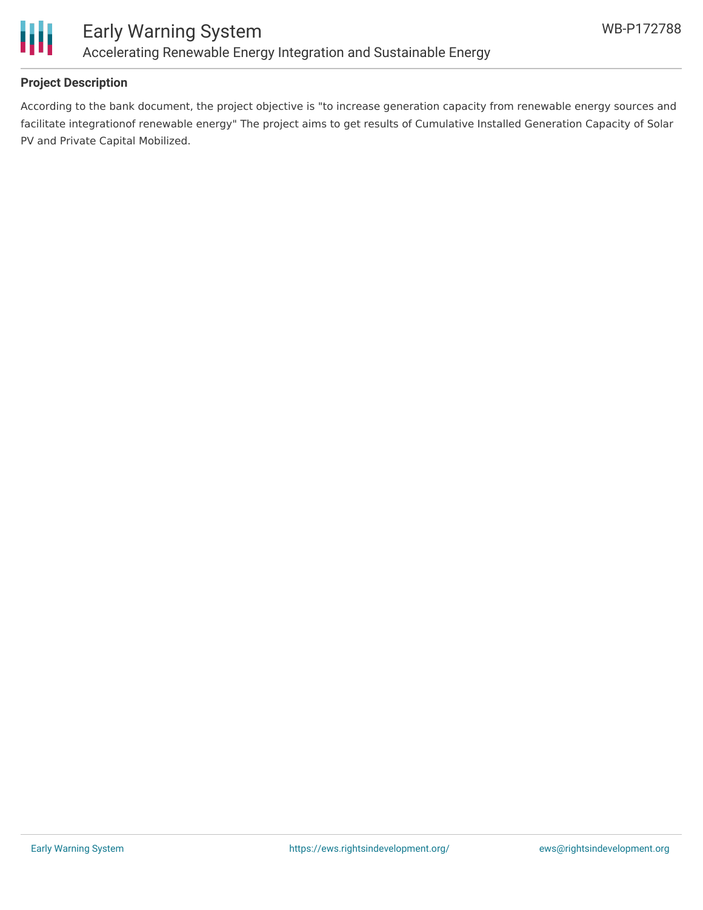## Project Description

According to the bank document, the project objective is "to increase generation capacity from renewable energy sources and facilitate integrationof renewable energy" The project aims to get results of Cumulative Installed Generation Capacity of Solar PV and Private Capital Mobilized.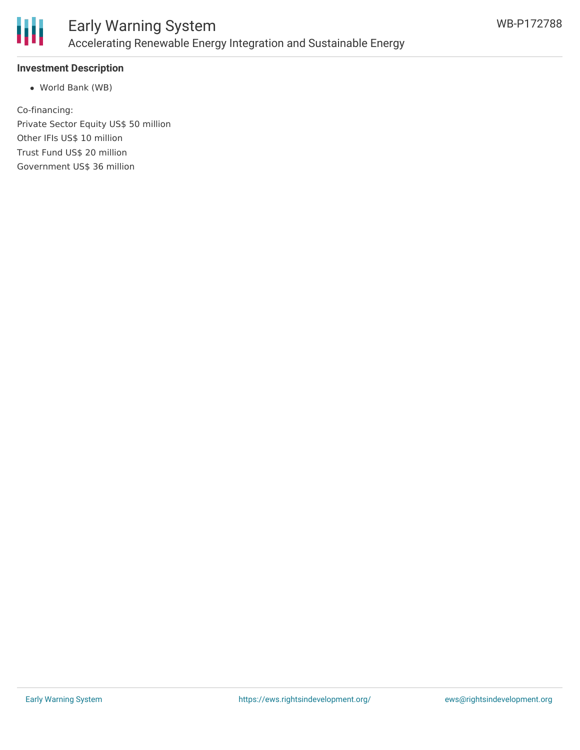### Investment Description

- World Bank (WB)

Co-financing:
Private Sector Equity US$ 50 million
Other IFIs US$ 10 million
Trust Fund US$ 20 million
Government US$ 36 million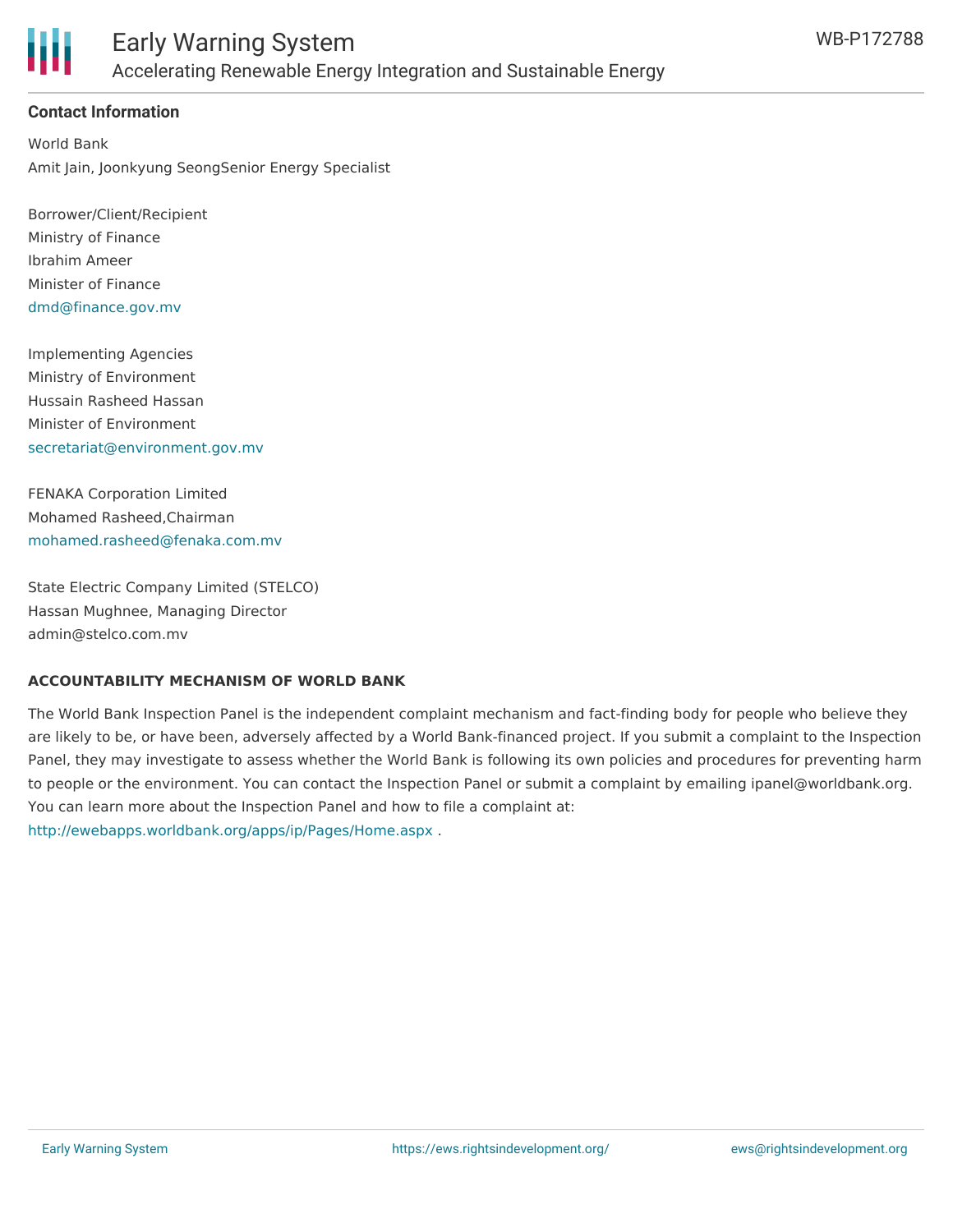**Contact Information**

World Bank
Amit Jain, Joonkyung SeongSenior Energy Specialist

Borrower/Client/Recipient
Ministry of Finance
Ibrahim Ameer
Minister of Finance
dmd@finance.gov.mv

Implementing Agencies
Ministry of Environment
Hussain Rasheed Hassan
Minister of Environment
secretariat@environment.gov.mv

FENAKA Corporation Limited
Mohamed Rasheed,Chairman
mohamed.rasheed@fenaka.com.mv

State Electric Company Limited (STELCO)
Hassan Mughnee, Managing Director
admin@stelco.com.mv

**ACCOUNTABILITY MECHANISM OF WORLD BANK**

The World Bank Inspection Panel is the independent complaint mechanism and fact-finding body for people who believe they are likely to be, or have been, adversely affected by a World Bank-financed project. If you submit a complaint to the Inspection Panel, they may investigate to assess whether the World Bank is following its own policies and procedures for preventing harm to people or the environment. You can contact the Inspection Panel or submit a complaint by emailing ipanel@worldbank.org. You can learn more about the Inspection Panel and how to file a complaint at: http://ewebapps.worldbank.org/apps/ip/Pages/Home.aspx .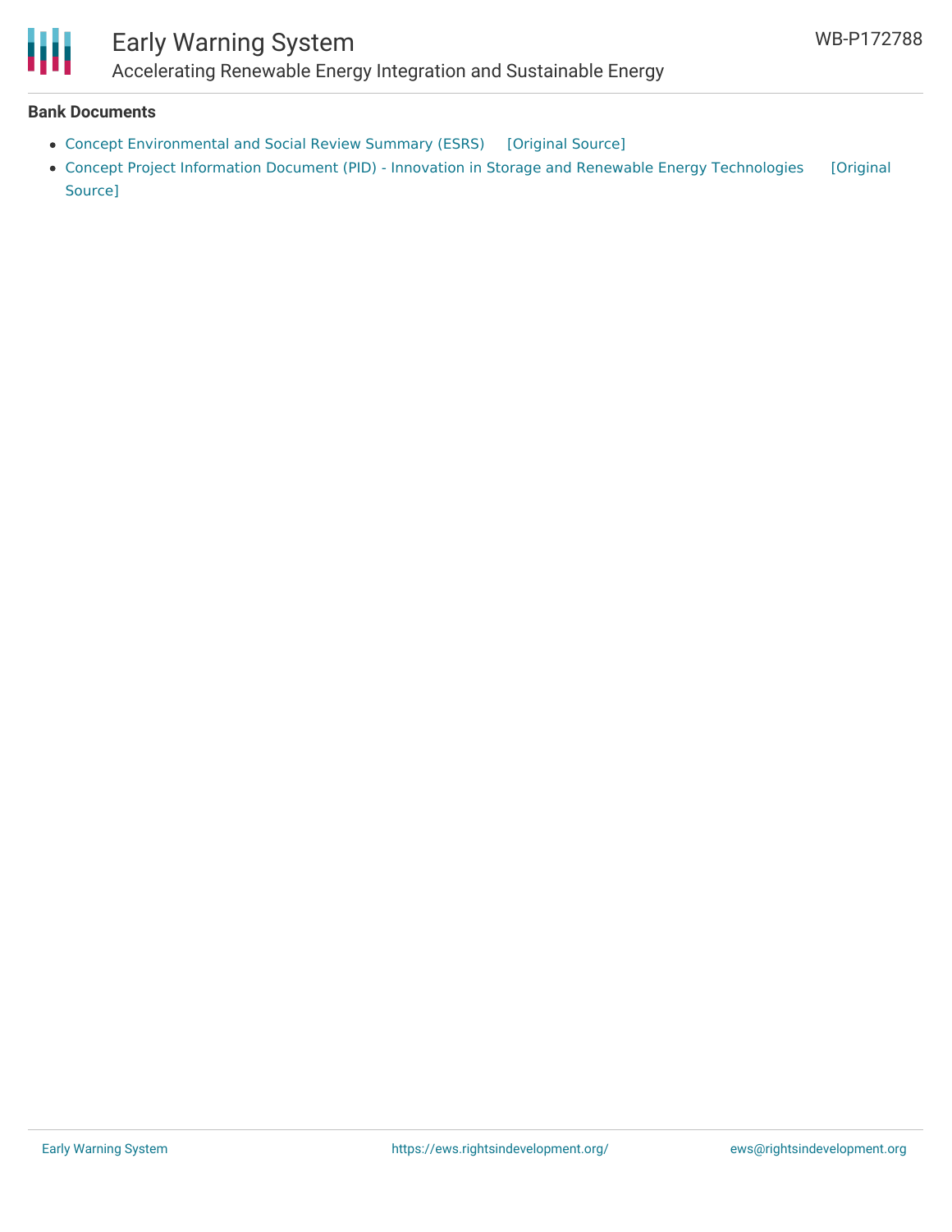**Bank Documents**

- Concept Environmental and Social Review Summary (ESRS) [Original Source]
- Concept Project Information Document (PID) - Innovation in Storage and Renewable Energy Technologies [Original Source]